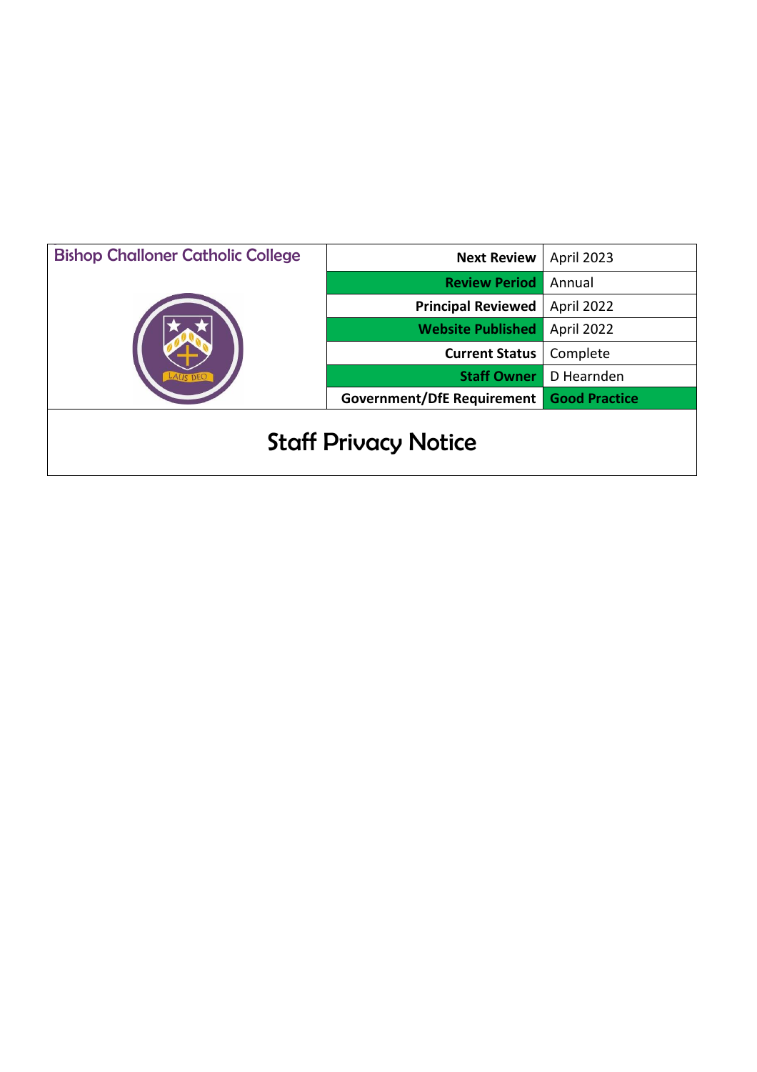| Bishop Challoner Catholic College | Next Review | April 2023 |
| --- | --- | --- |
| | Review Period | Annual |
| | Principal Reviewed | April 2022 |
| | Website Published | April 2022 |
| | Current Status | Complete |
| | Staff Owner | D Hearnden |
| | Government/DfE Requirement | Good Practice |

# Staff Privacy Notice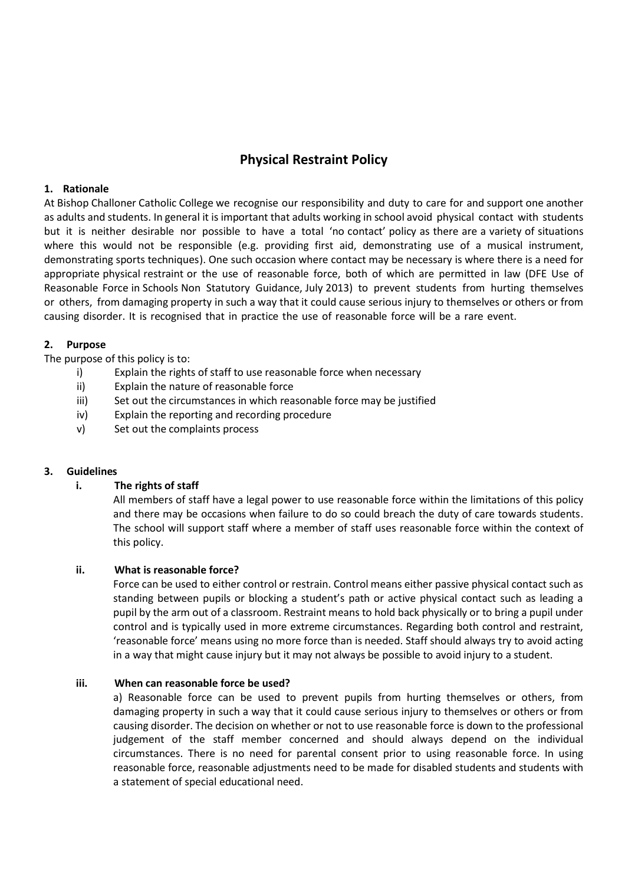# Physical Restraint Policy

## 1. Rationale

At Bishop Challoner Catholic College we recognise our responsibility and duty to care for and support one another as adults and students. In general it is important that adults working in school avoid physical contact with students but it is neither desirable nor possible to have a total 'no contact' policy as there are a variety of situations where this would not be responsible (e.g. providing first aid, demonstrating use of a musical instrument, demonstrating sports techniques). One such occasion where contact may be necessary is where there is a need for appropriate physical restraint or the use of reasonable force, both of which are permitted in law (DFE Use of Reasonable Force in Schools Non Statutory Guidance, July 2013) to prevent students from hurting themselves or others, from damaging property in such a way that it could cause serious injury to themselves or others or from causing disorder. It is recognised that in practice the use of reasonable force will be a rare event.

## 2. Purpose

The purpose of this policy is to:

- i) Explain the rights of staff to use reasonable force when necessary
- ii) Explain the nature of reasonable force
- iii) Set out the circumstances in which reasonable force may be justified
- iv) Explain the reporting and recording procedure
- v) Set out the complaints process

## 3. Guidelines

### i. The rights of staff

All members of staff have a legal power to use reasonable force within the limitations of this policy and there may be occasions when failure to do so could breach the duty of care towards students. The school will support staff where a member of staff uses reasonable force within the context of this policy.

### ii. What is reasonable force?

Force can be used to either control or restrain. Control means either passive physical contact such as standing between pupils or blocking a student's path or active physical contact such as leading a pupil by the arm out of a classroom. Restraint means to hold back physically or to bring a pupil under control and is typically used in more extreme circumstances. Regarding both control and restraint, 'reasonable force' means using no more force than is needed. Staff should always try to avoid acting in a way that might cause injury but it may not always be possible to avoid injury to a student.

### iii. When can reasonable force be used?

a) Reasonable force can be used to prevent pupils from hurting themselves or others, from damaging property in such a way that it could cause serious injury to themselves or others or from causing disorder. The decision on whether or not to use reasonable force is down to the professional judgement of the staff member concerned and should always depend on the individual circumstances. There is no need for parental consent prior to using reasonable force. In using reasonable force, reasonable adjustments need to be made for disabled students and students with a statement of special educational need.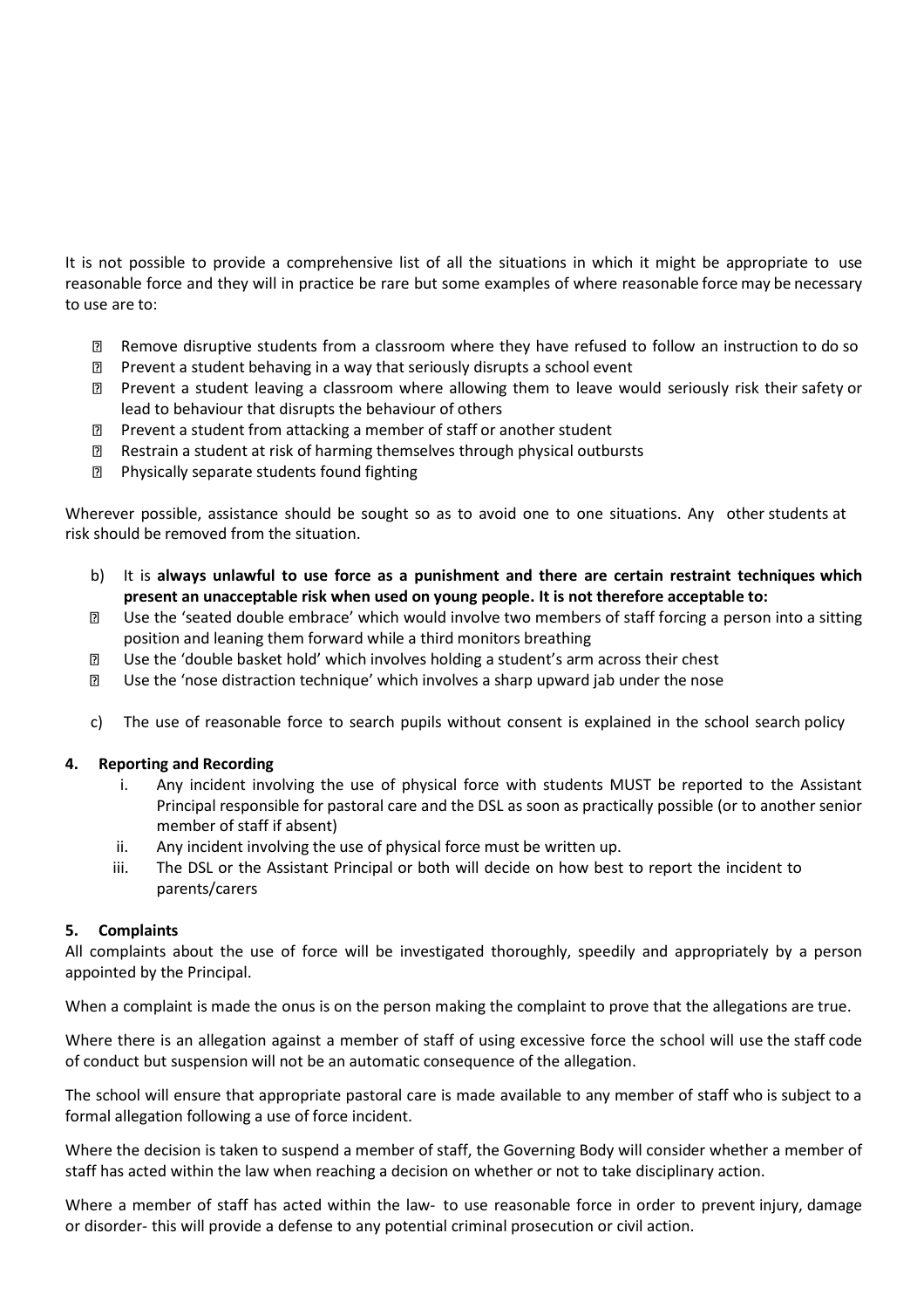It is not possible to provide a comprehensive list of all the situations in which it might be appropriate to use reasonable force and they will in practice be rare but some examples of where reasonable force may be necessary to use are to:

- Remove disruptive students from a classroom where they have refused to follow an instruction to do so
- Prevent a student behaving in a way that seriously disrupts a school event
- Prevent a student leaving a classroom where allowing them to leave would seriously risk their safety or lead to behaviour that disrupts the behaviour of others
- Prevent a student from attacking a member of staff or another student
- Restrain a student at risk of harming themselves through physical outbursts
- Physically separate students found fighting

Wherever possible, assistance should be sought so as to avoid one to one situations. Any other students at risk should be removed from the situation.

b) It is **always unlawful to use force as a punishment and there are certain restraint techniques which present an unacceptable risk when used on young people. It is not therefore acceptable to:**

- Use the 'seated double embrace' which would involve two members of staff forcing a person into a sitting position and leaning them forward while a third monitors breathing
- Use the 'double basket hold' which involves holding a student's arm across their chest
- Use the 'nose distraction technique' which involves a sharp upward jab under the nose

c) The use of reasonable force to search pupils without consent is explained in the school search policy

**4. Reporting and Recording**

i. Any incident involving the use of physical force with students MUST be reported to the Assistant Principal responsible for pastoral care and the DSL as soon as practically possible (or to another senior member of staff if absent)

ii. Any incident involving the use of physical force must be written up.

iii. The DSL or the Assistant Principal or both will decide on how best to report the incident to parents/carers

**5. Complaints**

All complaints about the use of force will be investigated thoroughly, speedily and appropriately by a person appointed by the Principal.

When a complaint is made the onus is on the person making the complaint to prove that the allegations are true.

Where there is an allegation against a member of staff of using excessive force the school will use the staff code of conduct but suspension will not be an automatic consequence of the allegation.

The school will ensure that appropriate pastoral care is made available to any member of staff who is subject to a formal allegation following a use of force incident.

Where the decision is taken to suspend a member of staff, the Governing Body will consider whether a member of staff has acted within the law when reaching a decision on whether or not to take disciplinary action.

Where a member of staff has acted within the law- to use reasonable force in order to prevent injury, damage or disorder- this will provide a defense to any potential criminal prosecution or civil action.